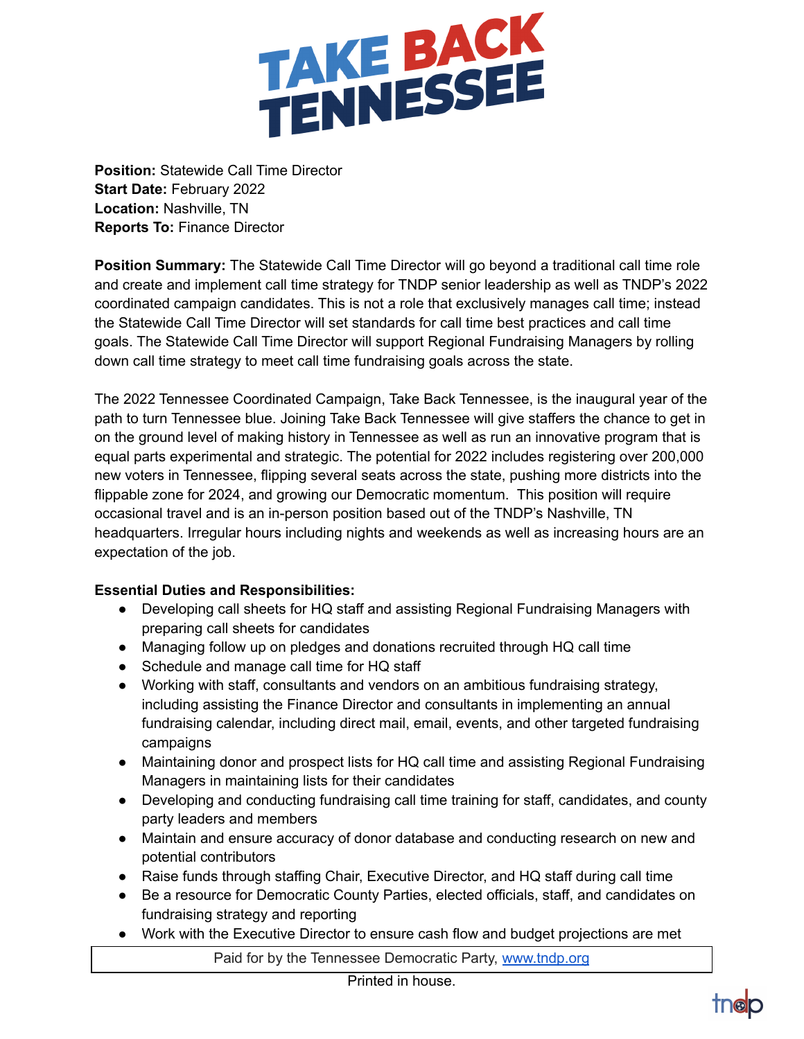# TAKE BACK TENNESSEE

**Position:** Statewide Call Time Director
**Start Date:** February 2022
**Location:** Nashville, TN
**Reports To:** Finance Director

**Position Summary:** The Statewide Call Time Director will go beyond a traditional call time role and create and implement call time strategy for TNDP senior leadership as well as TNDP's 2022 coordinated campaign candidates. This is not a role that exclusively manages call time; instead the Statewide Call Time Director will set standards for call time best practices and call time goals. The Statewide Call Time Director will support Regional Fundraising Managers by rolling down call time strategy to meet call time fundraising goals across the state.

The 2022 Tennessee Coordinated Campaign, Take Back Tennessee, is the inaugural year of the path to turn Tennessee blue. Joining Take Back Tennessee will give staffers the chance to get in on the ground level of making history in Tennessee as well as run an innovative program that is equal parts experimental and strategic. The potential for 2022 includes registering over 200,000 new voters in Tennessee, flipping several seats across the state, pushing more districts into the flippable zone for 2024, and growing our Democratic momentum. This position will require occasional travel and is an in-person position based out of the TNDP's Nashville, TN headquarters. Irregular hours including nights and weekends as well as increasing hours are an expectation of the job.

**Essential Duties and Responsibilities:**

- Developing call sheets for HQ staff and assisting Regional Fundraising Managers with preparing call sheets for candidates
- Managing follow up on pledges and donations recruited through HQ call time
- Schedule and manage call time for HQ staff
- Working with staff, consultants and vendors on an ambitious fundraising strategy, including assisting the Finance Director and consultants in implementing an annual fundraising calendar, including direct mail, email, events, and other targeted fundraising campaigns
- Maintaining donor and prospect lists for HQ call time and assisting Regional Fundraising Managers in maintaining lists for their candidates
- Developing and conducting fundraising call time training for staff, candidates, and county party leaders and members
- Maintain and ensure accuracy of donor database and conducting research on new and potential contributors
- Raise funds through staffing Chair, Executive Director, and HQ staff during call time
- Be a resource for Democratic County Parties, elected officials, staff, and candidates on fundraising strategy and reporting
- Work with the Executive Director to ensure cash flow and budget projections are met

Paid for by the Tennessee Democratic Party, www.tndp.org

Printed in house.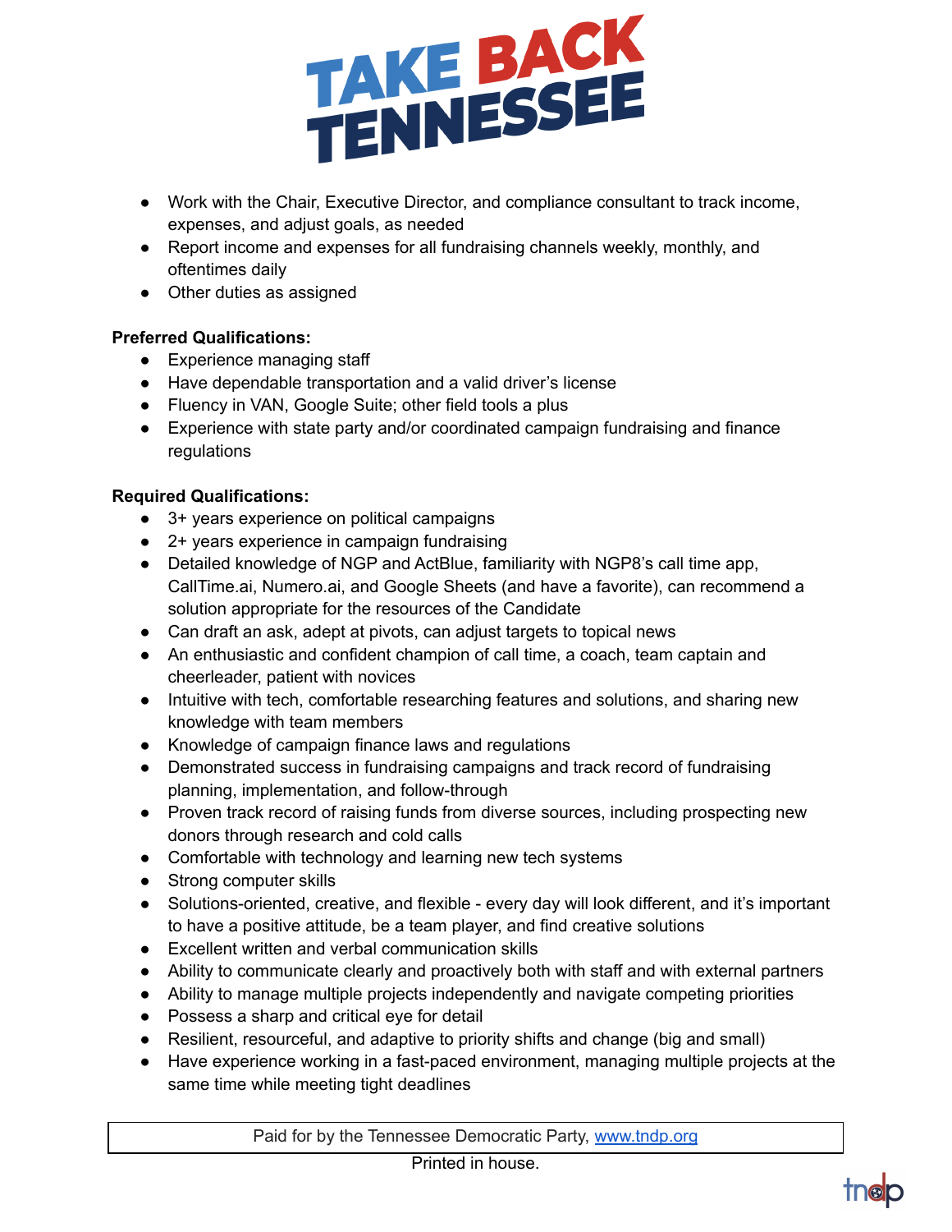# TAKE BACK TENNESSEE

- Work with the Chair, Executive Director, and compliance consultant to track income, expenses, and adjust goals, as needed
- Report income and expenses for all fundraising channels weekly, monthly, and oftentimes daily
- Other duties as assigned

**Preferred Qualifications:**

- Experience managing staff
- Have dependable transportation and a valid driver's license
- Fluency in VAN, Google Suite; other field tools a plus
- Experience with state party and/or coordinated campaign fundraising and finance regulations

**Required Qualifications:**

- 3+ years experience on political campaigns
- 2+ years experience in campaign fundraising
- Detailed knowledge of NGP and ActBlue, familiarity with NGP8's call time app, CallTime.ai, Numero.ai, and Google Sheets (and have a favorite), can recommend a solution appropriate for the resources of the Candidate
- Can draft an ask, adept at pivots, can adjust targets to topical news
- An enthusiastic and confident champion of call time, a coach, team captain and cheerleader, patient with novices
- Intuitive with tech, comfortable researching features and solutions, and sharing new knowledge with team members
- Knowledge of campaign finance laws and regulations
- Demonstrated success in fundraising campaigns and track record of fundraising planning, implementation, and follow-through
- Proven track record of raising funds from diverse sources, including prospecting new donors through research and cold calls
- Comfortable with technology and learning new tech systems
- Strong computer skills
- Solutions-oriented, creative, and flexible - every day will look different, and it's important to have a positive attitude, be a team player, and find creative solutions
- Excellent written and verbal communication skills
- Ability to communicate clearly and proactively both with staff and with external partners
- Ability to manage multiple projects independently and navigate competing priorities
- Possess a sharp and critical eye for detail
- Resilient, resourceful, and adaptive to priority shifts and change (big and small)
- Have experience working in a fast-paced environment, managing multiple projects at the same time while meeting tight deadlines

Paid for by the Tennessee Democratic Party, www.tndp.org

Printed in house.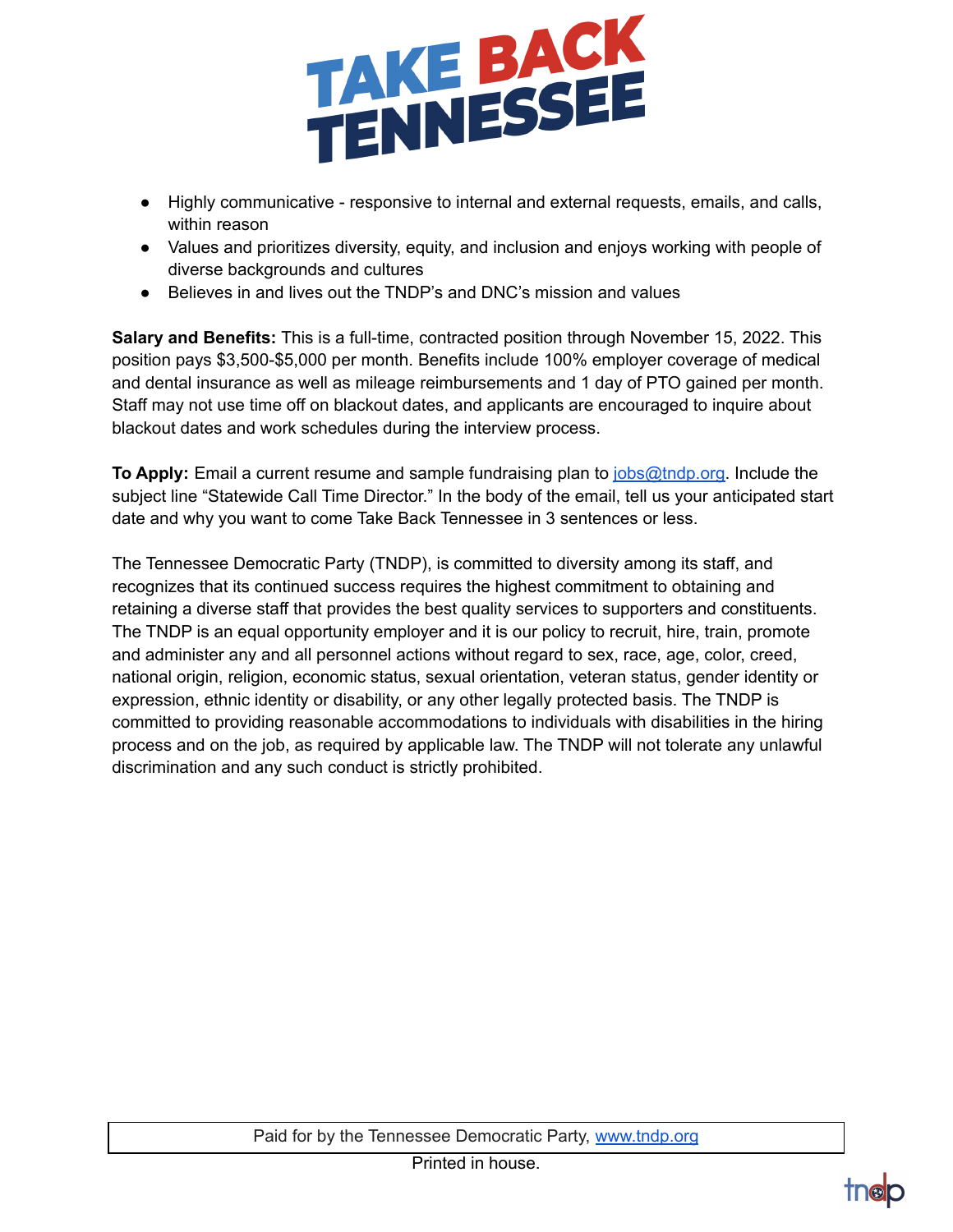# TAKE BACK TENNESSEE

- Highly communicative - responsive to internal and external requests, emails, and calls, within reason
- Values and prioritizes diversity, equity, and inclusion and enjoys working with people of diverse backgrounds and cultures
- Believes in and lives out the TNDP's and DNC's mission and values

**Salary and Benefits:** This is a full-time, contracted position through November 15, 2022. This position pays $3,500-$5,000 per month. Benefits include 100% employer coverage of medical and dental insurance as well as mileage reimbursements and 1 day of PTO gained per month. Staff may not use time off on blackout dates, and applicants are encouraged to inquire about blackout dates and work schedules during the interview process.

**To Apply:** Email a current resume and sample fundraising plan to jobs@tndp.org. Include the subject line "Statewide Call Time Director." In the body of the email, tell us your anticipated start date and why you want to come Take Back Tennessee in 3 sentences or less.

The Tennessee Democratic Party (TNDP), is committed to diversity among its staff, and recognizes that its continued success requires the highest commitment to obtaining and retaining a diverse staff that provides the best quality services to supporters and constituents. The TNDP is an equal opportunity employer and it is our policy to recruit, hire, train, promote and administer any and all personnel actions without regard to sex, race, age, color, creed, national origin, religion, economic status, sexual orientation, veteran status, gender identity or expression, ethnic identity or disability, or any other legally protected basis. The TNDP is committed to providing reasonable accommodations to individuals with disabilities in the hiring process and on the job, as required by applicable law. The TNDP will not tolerate any unlawful discrimination and any such conduct is strictly prohibited.

Paid for by the Tennessee Democratic Party, www.tndp.org

Printed in house.